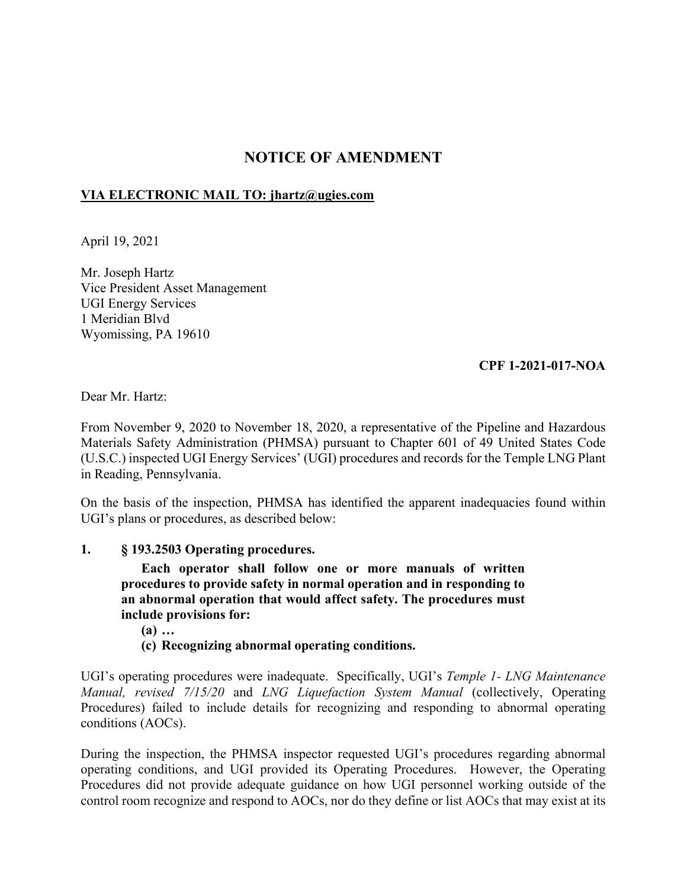# NOTICE OF AMENDMENT

**VIA ELECTRONIC MAIL TO: jhartz@ugies.com**

April 19, 2021

Mr. Joseph Hartz
Vice President Asset Management
UGI Energy Services
1 Meridian Blvd
Wyomissing, PA 19610

**CPF 1-2021-017-NOA**

Dear Mr. Hartz:

From November 9, 2020 to November 18, 2020, a representative of the Pipeline and Hazardous Materials Safety Administration (PHMSA) pursuant to Chapter 601 of 49 United States Code (U.S.C.) inspected UGI Energy Services' (UGI) procedures and records for the Temple LNG Plant in Reading, Pennsylvania.

On the basis of the inspection, PHMSA has identified the apparent inadequacies found within UGI's plans or procedures, as described below:

**1. § 193.2503 Operating procedures.**

> **Each operator shall follow one or more manuals of written procedures to provide safety in normal operation and in responding to an abnormal operation that would affect safety. The procedures must include provisions for:**
>
> **(a) …**
>
> **(c) Recognizing abnormal operating conditions.**

UGI's operating procedures were inadequate. Specifically, UGI's *Temple 1- LNG Maintenance Manual, revised 7/15/20* and *LNG Liquefaction System Manual* (collectively, Operating Procedures) failed to include details for recognizing and responding to abnormal operating conditions (AOCs).

During the inspection, the PHMSA inspector requested UGI's procedures regarding abnormal operating conditions, and UGI provided its Operating Procedures. However, the Operating Procedures did not provide adequate guidance on how UGI personnel working outside of the control room recognize and respond to AOCs, nor do they define or list AOCs that may exist at its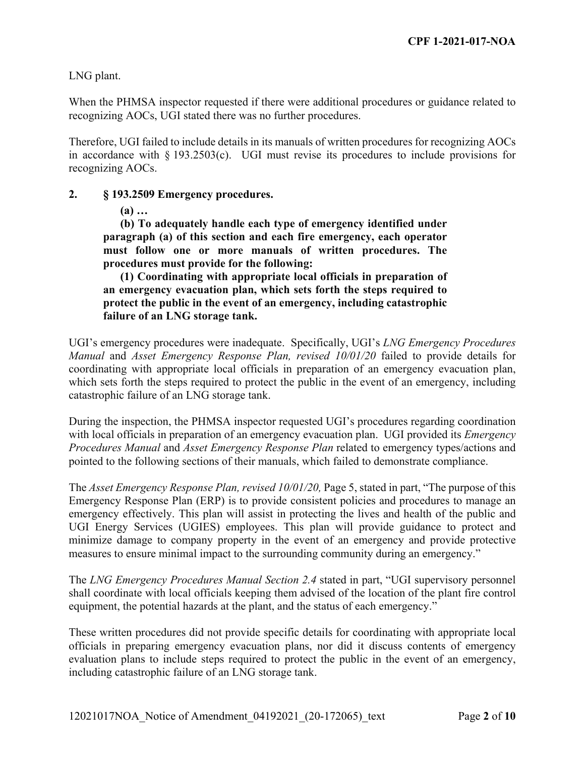LNG plant.

When the PHMSA inspector requested if there were additional procedures or guidance related to recognizing AOCs, UGI stated there was no further procedures.

Therefore, UGI failed to include details in its manuals of written procedures for recognizing AOCs in accordance with § 193.2503(c). UGI must revise its procedures to include provisions for recognizing AOCs.

**2. § 193.2509 Emergency procedures.**

> **(a) …**
>
> **(b) To adequately handle each type of emergency identified under paragraph (a) of this section and each fire emergency, each operator must follow one or more manuals of written procedures. The procedures must provide for the following:**
>
> **(1) Coordinating with appropriate local officials in preparation of an emergency evacuation plan, which sets forth the steps required to protect the public in the event of an emergency, including catastrophic failure of an LNG storage tank.**

UGI's emergency procedures were inadequate. Specifically, UGI's *LNG Emergency Procedures Manual* and *Asset Emergency Response Plan, revised 10/01/20* failed to provide details for coordinating with appropriate local officials in preparation of an emergency evacuation plan, which sets forth the steps required to protect the public in the event of an emergency, including catastrophic failure of an LNG storage tank.

During the inspection, the PHMSA inspector requested UGI's procedures regarding coordination with local officials in preparation of an emergency evacuation plan. UGI provided its *Emergency Procedures Manual* and *Asset Emergency Response Plan* related to emergency types/actions and pointed to the following sections of their manuals, which failed to demonstrate compliance.

The *Asset Emergency Response Plan, revised 10/01/20,* Page 5, stated in part, "The purpose of this Emergency Response Plan (ERP) is to provide consistent policies and procedures to manage an emergency effectively. This plan will assist in protecting the lives and health of the public and UGI Energy Services (UGIES) employees. This plan will provide guidance to protect and minimize damage to company property in the event of an emergency and provide protective measures to ensure minimal impact to the surrounding community during an emergency."

The *LNG Emergency Procedures Manual Section 2.4* stated in part, "UGI supervisory personnel shall coordinate with local officials keeping them advised of the location of the plant fire control equipment, the potential hazards at the plant, and the status of each emergency."

These written procedures did not provide specific details for coordinating with appropriate local officials in preparing emergency evacuation plans, nor did it discuss contents of emergency evaluation plans to include steps required to protect the public in the event of an emergency, including catastrophic failure of an LNG storage tank.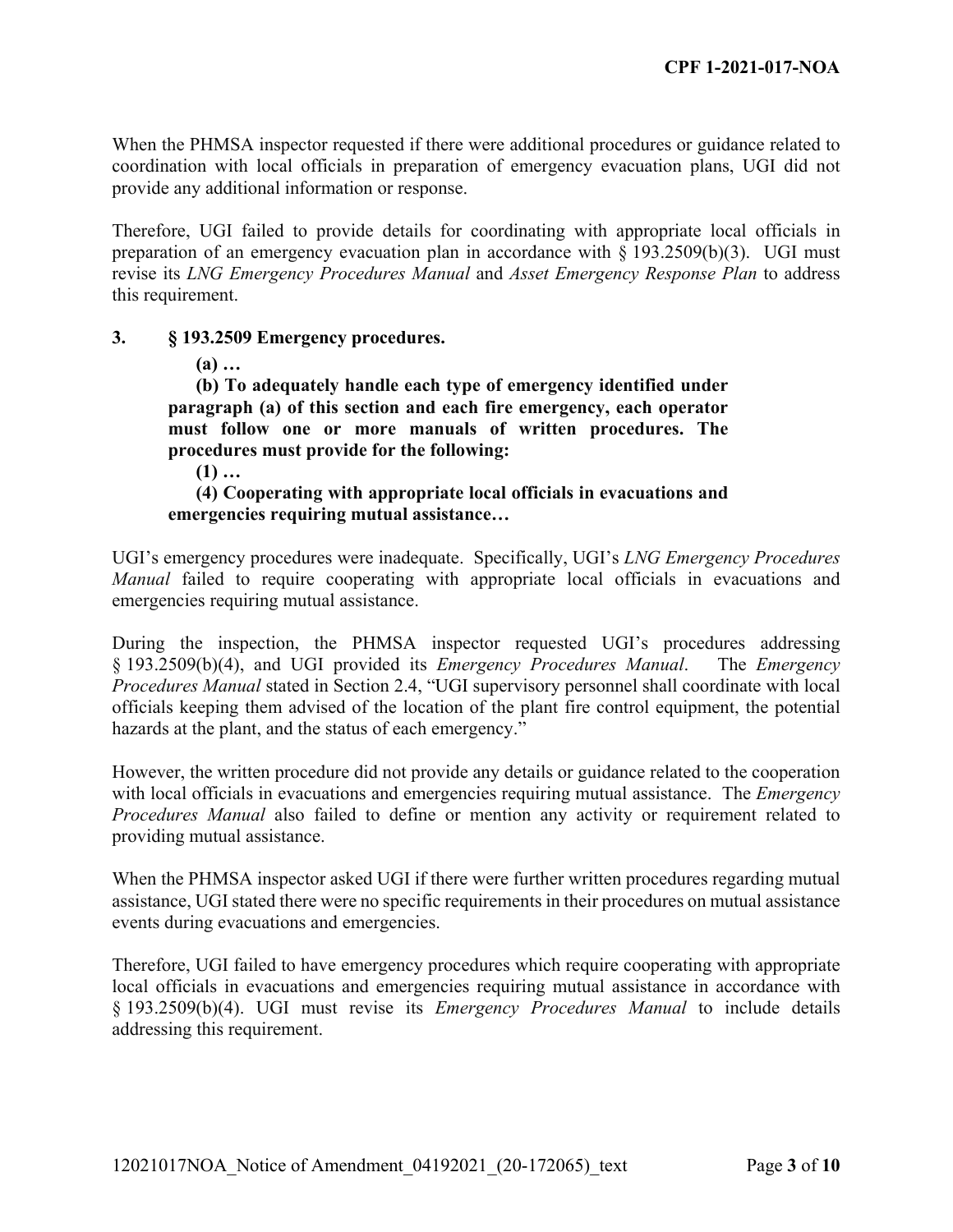When the PHMSA inspector requested if there were additional procedures or guidance related to coordination with local officials in preparation of emergency evacuation plans, UGI did not provide any additional information or response.

Therefore, UGI failed to provide details for coordinating with appropriate local officials in preparation of an emergency evacuation plan in accordance with § 193.2509(b)(3). UGI must revise its *LNG Emergency Procedures Manual* and *Asset Emergency Response Plan* to address this requirement.

**3. § 193.2509 Emergency procedures.**

> **(a) …**
>
> **(b) To adequately handle each type of emergency identified under paragraph (a) of this section and each fire emergency, each operator must follow one or more manuals of written procedures. The procedures must provide for the following:**
>
> **(1) …**
>
> **(4) Cooperating with appropriate local officials in evacuations and emergencies requiring mutual assistance…**

UGI's emergency procedures were inadequate. Specifically, UGI's *LNG Emergency Procedures Manual* failed to require cooperating with appropriate local officials in evacuations and emergencies requiring mutual assistance.

During the inspection, the PHMSA inspector requested UGI's procedures addressing § 193.2509(b)(4), and UGI provided its *Emergency Procedures Manual*. The *Emergency Procedures Manual* stated in Section 2.4, "UGI supervisory personnel shall coordinate with local officials keeping them advised of the location of the plant fire control equipment, the potential hazards at the plant, and the status of each emergency."

However, the written procedure did not provide any details or guidance related to the cooperation with local officials in evacuations and emergencies requiring mutual assistance. The *Emergency Procedures Manual* also failed to define or mention any activity or requirement related to providing mutual assistance.

When the PHMSA inspector asked UGI if there were further written procedures regarding mutual assistance, UGI stated there were no specific requirements in their procedures on mutual assistance events during evacuations and emergencies.

Therefore, UGI failed to have emergency procedures which require cooperating with appropriate local officials in evacuations and emergencies requiring mutual assistance in accordance with § 193.2509(b)(4). UGI must revise its *Emergency Procedures Manual* to include details addressing this requirement.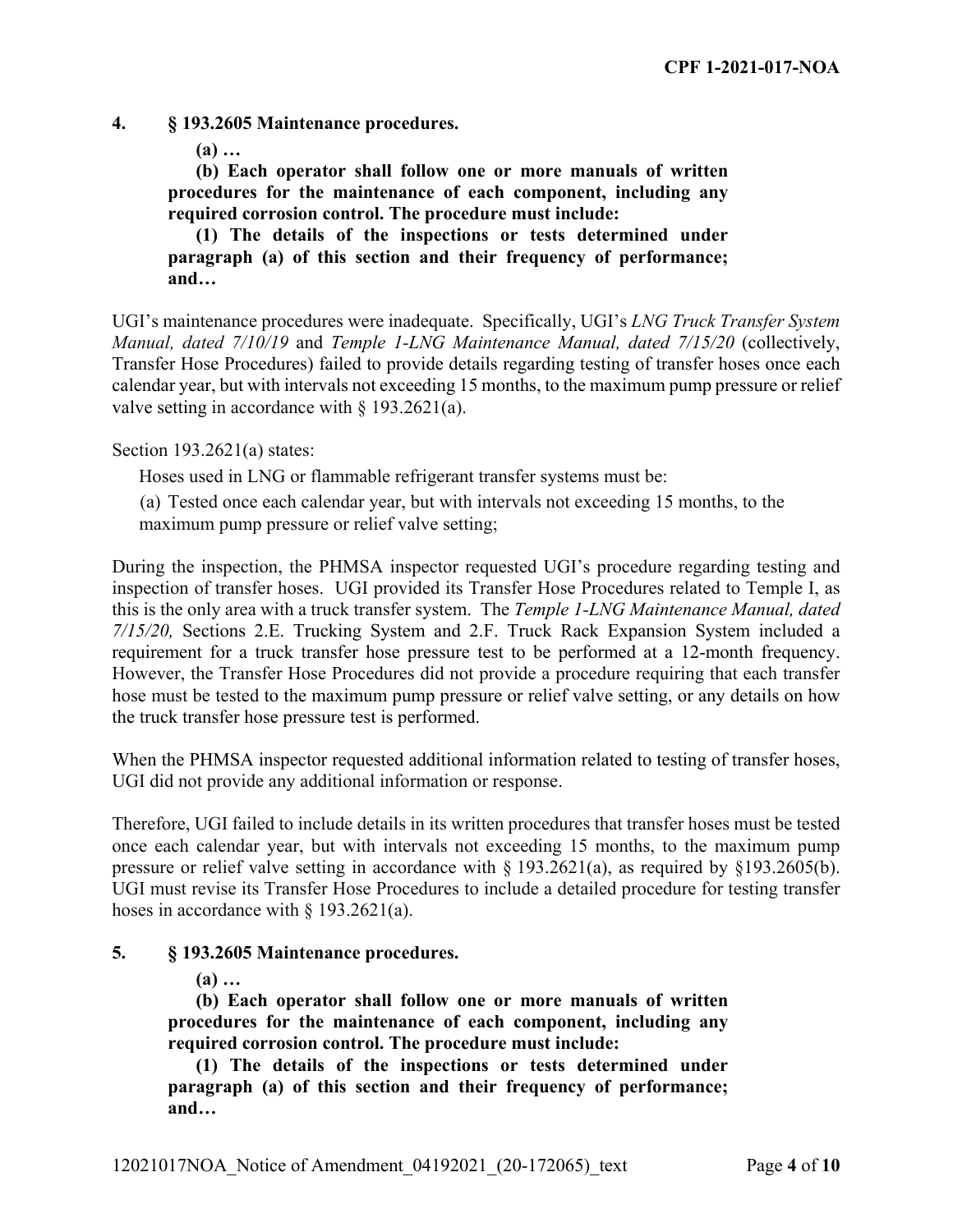**4. § 193.2605 Maintenance procedures.**

> **(a) …**
>
> **(b) Each operator shall follow one or more manuals of written procedures for the maintenance of each component, including any required corrosion control. The procedure must include:**
>
> **(1) The details of the inspections or tests determined under paragraph (a) of this section and their frequency of performance; and…**

UGI's maintenance procedures were inadequate. Specifically, UGI's *LNG Truck Transfer System Manual, dated 7/10/19* and *Temple 1-LNG Maintenance Manual, dated 7/15/20* (collectively, Transfer Hose Procedures) failed to provide details regarding testing of transfer hoses once each calendar year, but with intervals not exceeding 15 months, to the maximum pump pressure or relief valve setting in accordance with § 193.2621(a).

Section 193.2621(a) states:

> Hoses used in LNG or flammable refrigerant transfer systems must be:
>
> (a) Tested once each calendar year, but with intervals not exceeding 15 months, to the maximum pump pressure or relief valve setting;

During the inspection, the PHMSA inspector requested UGI's procedure regarding testing and inspection of transfer hoses. UGI provided its Transfer Hose Procedures related to Temple I, as this is the only area with a truck transfer system. The *Temple 1-LNG Maintenance Manual, dated 7/15/20,* Sections 2.E. Trucking System and 2.F. Truck Rack Expansion System included a requirement for a truck transfer hose pressure test to be performed at a 12-month frequency. However, the Transfer Hose Procedures did not provide a procedure requiring that each transfer hose must be tested to the maximum pump pressure or relief valve setting, or any details on how the truck transfer hose pressure test is performed.

When the PHMSA inspector requested additional information related to testing of transfer hoses, UGI did not provide any additional information or response.

Therefore, UGI failed to include details in its written procedures that transfer hoses must be tested once each calendar year, but with intervals not exceeding 15 months, to the maximum pump pressure or relief valve setting in accordance with § 193.2621(a), as required by §193.2605(b). UGI must revise its Transfer Hose Procedures to include a detailed procedure for testing transfer hoses in accordance with § 193.2621(a).

**5. § 193.2605 Maintenance procedures.**

> **(a) …**
>
> **(b) Each operator shall follow one or more manuals of written procedures for the maintenance of each component, including any required corrosion control. The procedure must include:**
>
> **(1) The details of the inspections or tests determined under paragraph (a) of this section and their frequency of performance; and…**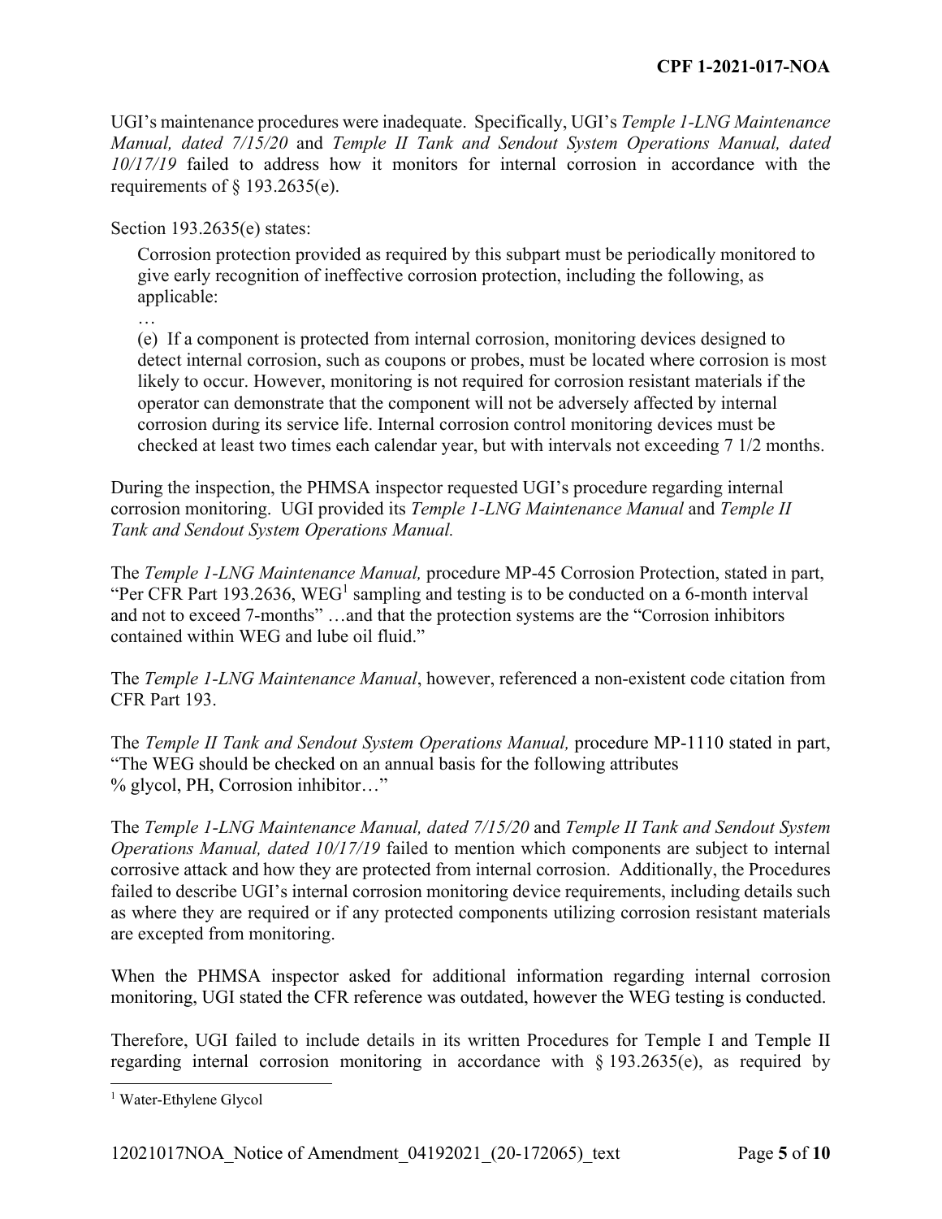UGI's maintenance procedures were inadequate. Specifically, UGI's *Temple 1-LNG Maintenance Manual, dated 7/15/20* and *Temple II Tank and Sendout System Operations Manual, dated 10/17/19* failed to address how it monitors for internal corrosion in accordance with the requirements of § 193.2635(e).

Section 193.2635(e) states:

> Corrosion protection provided as required by this subpart must be periodically monitored to give early recognition of ineffective corrosion protection, including the following, as applicable:
>
> …
>
> (e) If a component is protected from internal corrosion, monitoring devices designed to detect internal corrosion, such as coupons or probes, must be located where corrosion is most likely to occur. However, monitoring is not required for corrosion resistant materials if the operator can demonstrate that the component will not be adversely affected by internal corrosion during its service life. Internal corrosion control monitoring devices must be checked at least two times each calendar year, but with intervals not exceeding 7 1/2 months.

During the inspection, the PHMSA inspector requested UGI's procedure regarding internal corrosion monitoring. UGI provided its *Temple 1-LNG Maintenance Manual* and *Temple II Tank and Sendout System Operations Manual.*

The *Temple 1-LNG Maintenance Manual,* procedure MP-45 Corrosion Protection, stated in part, "Per CFR Part 193.2636, WEG[1] sampling and testing is to be conducted on a 6-month interval and not to exceed 7-months" …and that the protection systems are the "Corrosion inhibitors contained within WEG and lube oil fluid."

The *Temple 1-LNG Maintenance Manual*, however, referenced a non-existent code citation from CFR Part 193.

The *Temple II Tank and Sendout System Operations Manual,* procedure MP-1110 stated in part, "The WEG should be checked on an annual basis for the following attributes % glycol, PH, Corrosion inhibitor…"

The *Temple 1-LNG Maintenance Manual, dated 7/15/20* and *Temple II Tank and Sendout System Operations Manual, dated 10/17/19* failed to mention which components are subject to internal corrosive attack and how they are protected from internal corrosion. Additionally, the Procedures failed to describe UGI's internal corrosion monitoring device requirements, including details such as where they are required or if any protected components utilizing corrosion resistant materials are excepted from monitoring.

When the PHMSA inspector asked for additional information regarding internal corrosion monitoring, UGI stated the CFR reference was outdated, however the WEG testing is conducted.

Therefore, UGI failed to include details in its written Procedures for Temple I and Temple II regarding internal corrosion monitoring in accordance with § 193.2635(e), as required by

[1] Water-Ethylene Glycol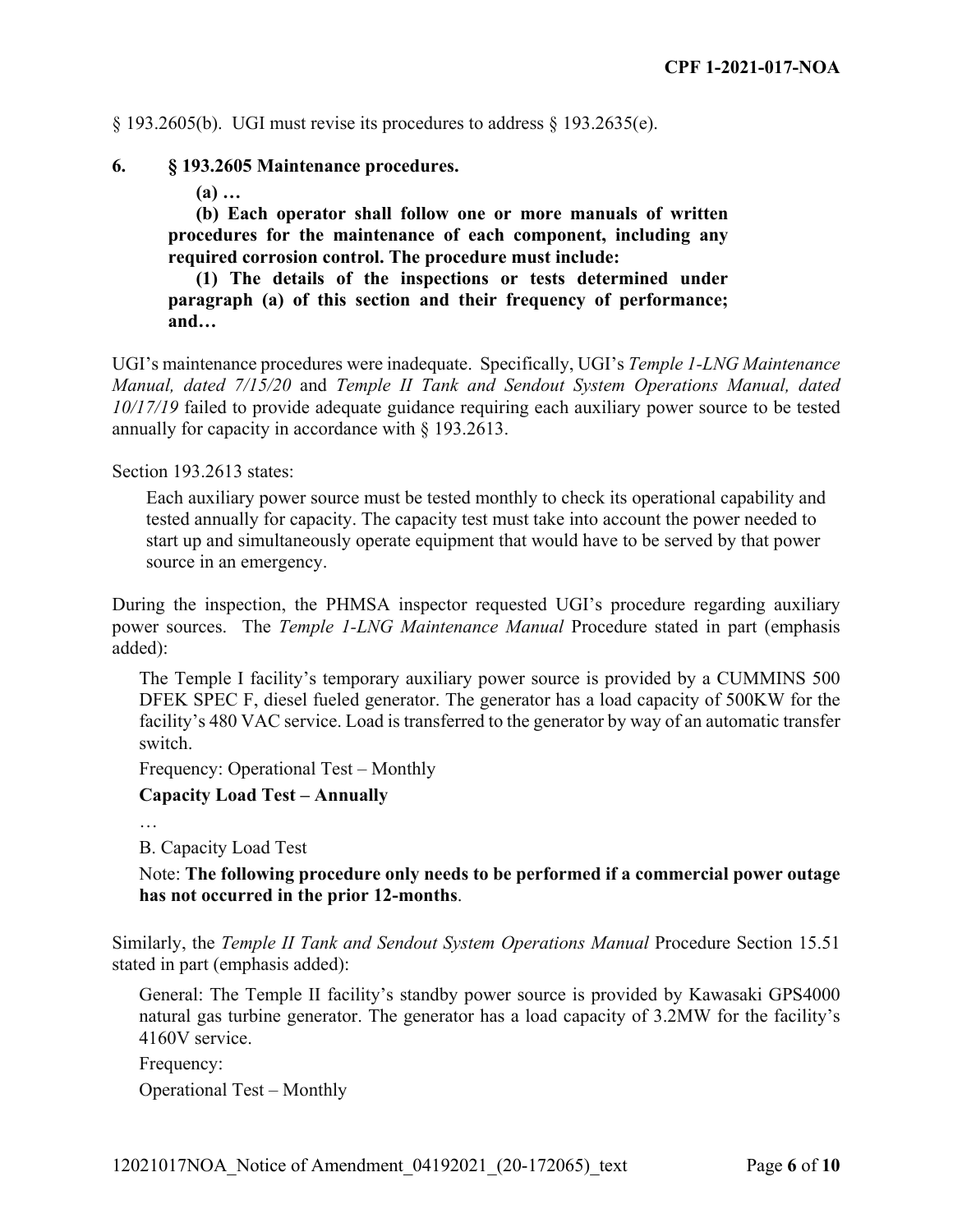§ 193.2605(b). UGI must revise its procedures to address § 193.2635(e).

**6. § 193.2605 Maintenance procedures.**

> **(a) …**
>
> **(b) Each operator shall follow one or more manuals of written procedures for the maintenance of each component, including any required corrosion control. The procedure must include:**
>
> **(1) The details of the inspections or tests determined under paragraph (a) of this section and their frequency of performance; and…**

UGI's maintenance procedures were inadequate. Specifically, UGI's *Temple 1-LNG Maintenance Manual, dated 7/15/20* and *Temple II Tank and Sendout System Operations Manual, dated 10/17/19* failed to provide adequate guidance requiring each auxiliary power source to be tested annually for capacity in accordance with § 193.2613.

Section 193.2613 states:

> Each auxiliary power source must be tested monthly to check its operational capability and tested annually for capacity. The capacity test must take into account the power needed to start up and simultaneously operate equipment that would have to be served by that power source in an emergency.

During the inspection, the PHMSA inspector requested UGI's procedure regarding auxiliary power sources. The *Temple 1-LNG Maintenance Manual* Procedure stated in part (emphasis added):

> The Temple I facility's temporary auxiliary power source is provided by a CUMMINS 500 DFEK SPEC F, diesel fueled generator. The generator has a load capacity of 500KW for the facility's 480 VAC service. Load is transferred to the generator by way of an automatic transfer switch.
>
> Frequency: Operational Test – Monthly
>
> **Capacity Load Test – Annually**
>
> …
>
> B. Capacity Load Test
>
> Note: **The following procedure only needs to be performed if a commercial power outage has not occurred in the prior 12-months**.

Similarly, the *Temple II Tank and Sendout System Operations Manual* Procedure Section 15.51 stated in part (emphasis added):

> General: The Temple II facility's standby power source is provided by Kawasaki GPS4000 natural gas turbine generator. The generator has a load capacity of 3.2MW for the facility's 4160V service.
>
> Frequency:
>
> Operational Test – Monthly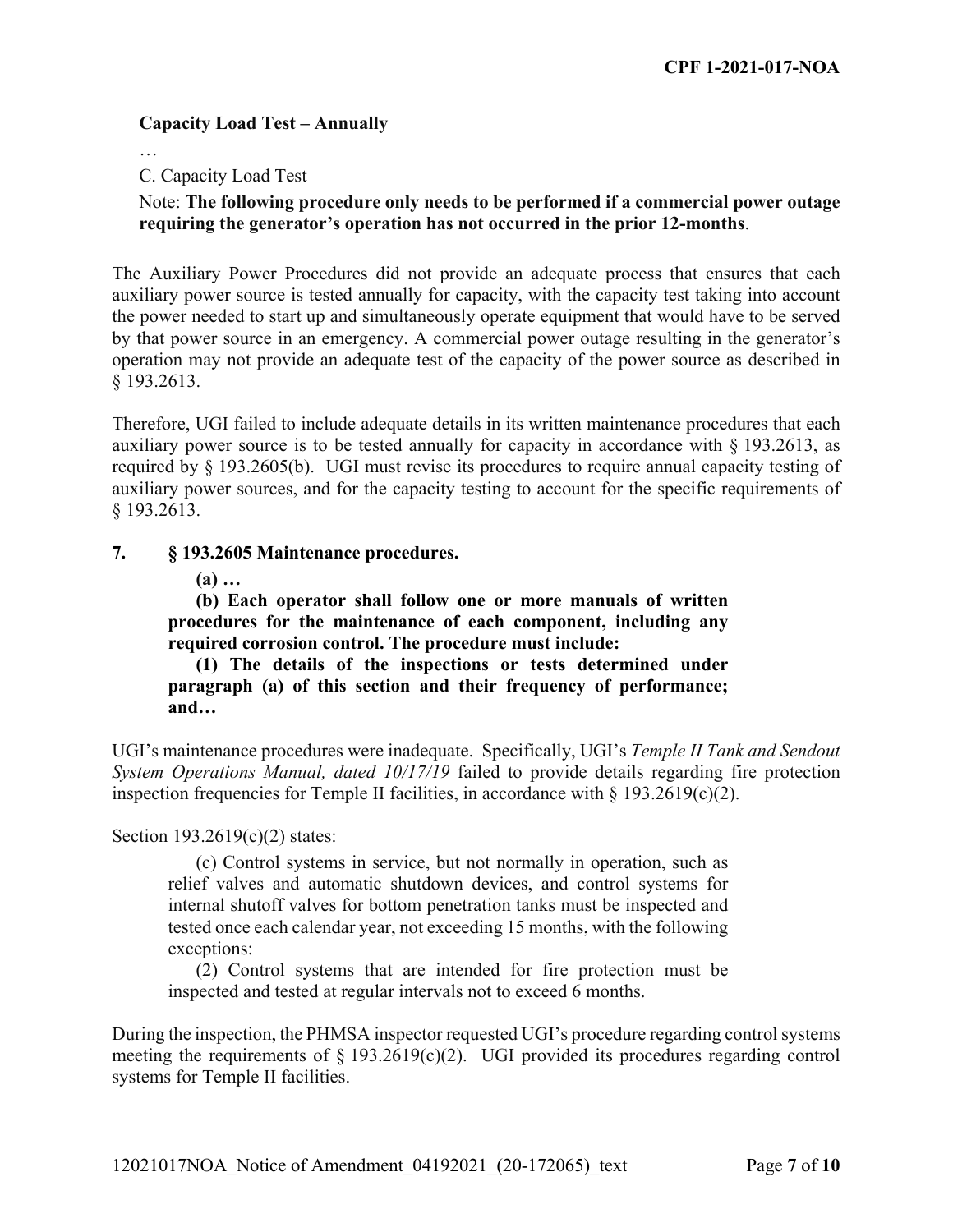**Capacity Load Test – Annually**

…

C. Capacity Load Test

Note: **The following procedure only needs to be performed if a commercial power outage requiring the generator's operation has not occurred in the prior 12-months**.

The Auxiliary Power Procedures did not provide an adequate process that ensures that each auxiliary power source is tested annually for capacity, with the capacity test taking into account the power needed to start up and simultaneously operate equipment that would have to be served by that power source in an emergency. A commercial power outage resulting in the generator's operation may not provide an adequate test of the capacity of the power source as described in § 193.2613.

Therefore, UGI failed to include adequate details in its written maintenance procedures that each auxiliary power source is to be tested annually for capacity in accordance with § 193.2613, as required by § 193.2605(b). UGI must revise its procedures to require annual capacity testing of auxiliary power sources, and for the capacity testing to account for the specific requirements of § 193.2613.

**7. § 193.2605 Maintenance procedures.**

> **(a) …**
>
> **(b) Each operator shall follow one or more manuals of written procedures for the maintenance of each component, including any required corrosion control. The procedure must include:**
>
> **(1) The details of the inspections or tests determined under paragraph (a) of this section and their frequency of performance; and…**

UGI's maintenance procedures were inadequate. Specifically, UGI's *Temple II Tank and Sendout System Operations Manual, dated 10/17/19* failed to provide details regarding fire protection inspection frequencies for Temple II facilities, in accordance with § 193.2619(c)(2).

Section 193.2619(c)(2) states:

> (c) Control systems in service, but not normally in operation, such as relief valves and automatic shutdown devices, and control systems for internal shutoff valves for bottom penetration tanks must be inspected and tested once each calendar year, not exceeding 15 months, with the following exceptions:
>
> (2) Control systems that are intended for fire protection must be inspected and tested at regular intervals not to exceed 6 months.

During the inspection, the PHMSA inspector requested UGI's procedure regarding control systems meeting the requirements of § 193.2619(c)(2). UGI provided its procedures regarding control systems for Temple II facilities.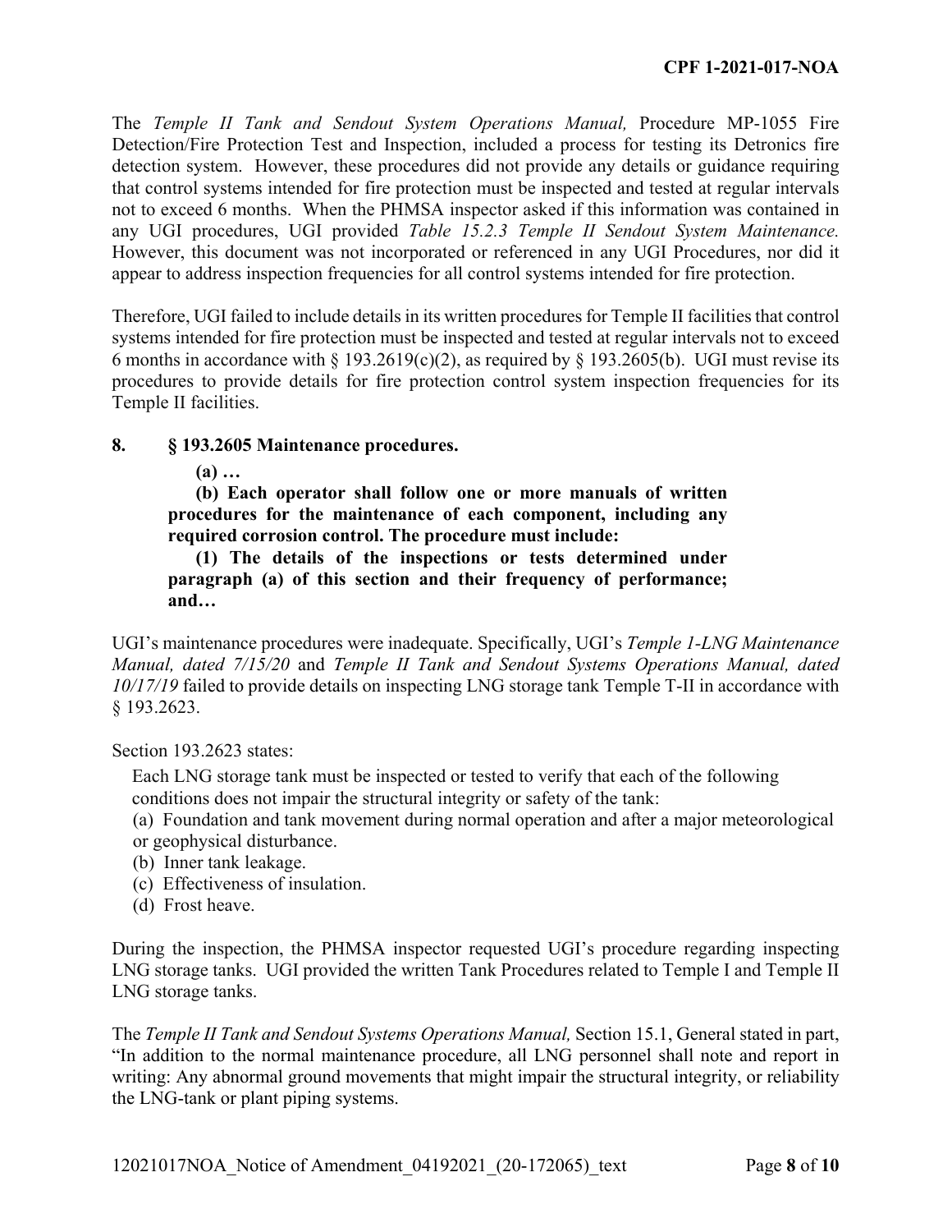The *Temple II Tank and Sendout System Operations Manual,* Procedure MP-1055 Fire Detection/Fire Protection Test and Inspection, included a process for testing its Detronics fire detection system. However, these procedures did not provide any details or guidance requiring that control systems intended for fire protection must be inspected and tested at regular intervals not to exceed 6 months. When the PHMSA inspector asked if this information was contained in any UGI procedures, UGI provided *Table 15.2.3 Temple II Sendout System Maintenance.* However, this document was not incorporated or referenced in any UGI Procedures, nor did it appear to address inspection frequencies for all control systems intended for fire protection.

Therefore, UGI failed to include details in its written procedures for Temple II facilities that control systems intended for fire protection must be inspected and tested at regular intervals not to exceed 6 months in accordance with § 193.2619(c)(2), as required by § 193.2605(b). UGI must revise its procedures to provide details for fire protection control system inspection frequencies for its Temple II facilities.

**8. § 193.2605 Maintenance procedures.**

> **(a) …**
>
> **(b) Each operator shall follow one or more manuals of written procedures for the maintenance of each component, including any required corrosion control. The procedure must include:**
>
> **(1) The details of the inspections or tests determined under paragraph (a) of this section and their frequency of performance; and…**

UGI's maintenance procedures were inadequate. Specifically, UGI's *Temple 1-LNG Maintenance Manual, dated 7/15/20* and *Temple II Tank and Sendout Systems Operations Manual, dated 10/17/19* failed to provide details on inspecting LNG storage tank Temple T-II in accordance with § 193.2623.

Section 193.2623 states:

> Each LNG storage tank must be inspected or tested to verify that each of the following conditions does not impair the structural integrity or safety of the tank:
>
> (a) Foundation and tank movement during normal operation and after a major meteorological or geophysical disturbance.
>
> (b) Inner tank leakage.
>
> (c) Effectiveness of insulation.
>
> (d) Frost heave.

During the inspection, the PHMSA inspector requested UGI's procedure regarding inspecting LNG storage tanks. UGI provided the written Tank Procedures related to Temple I and Temple II LNG storage tanks.

The *Temple II Tank and Sendout Systems Operations Manual,* Section 15.1, General stated in part, "In addition to the normal maintenance procedure, all LNG personnel shall note and report in writing: Any abnormal ground movements that might impair the structural integrity, or reliability the LNG-tank or plant piping systems.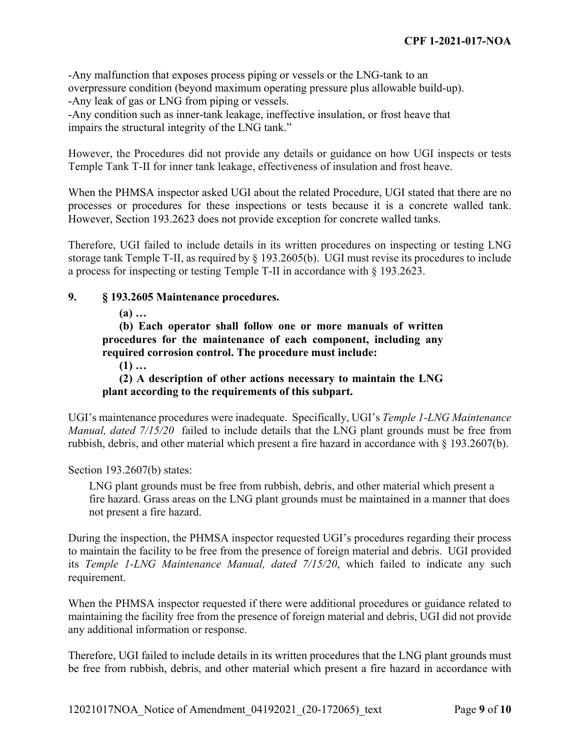-Any malfunction that exposes process piping or vessels or the LNG-tank to an overpressure condition (beyond maximum operating pressure plus allowable build-up).
-Any leak of gas or LNG from piping or vessels.
-Any condition such as inner-tank leakage, ineffective insulation, or frost heave that impairs the structural integrity of the LNG tank."

However, the Procedures did not provide any details or guidance on how UGI inspects or tests Temple Tank T-II for inner tank leakage, effectiveness of insulation and frost heave.

When the PHMSA inspector asked UGI about the related Procedure, UGI stated that there are no processes or procedures for these inspections or tests because it is a concrete walled tank. However, Section 193.2623 does not provide exception for concrete walled tanks.

Therefore, UGI failed to include details in its written procedures on inspecting or testing LNG storage tank Temple T-II, as required by § 193.2605(b). UGI must revise its procedures to include a process for inspecting or testing Temple T-II in accordance with § 193.2623.

**9. § 193.2605 Maintenance procedures.**

> **(a) …**
>
> **(b) Each operator shall follow one or more manuals of written procedures for the maintenance of each component, including any required corrosion control. The procedure must include:**
>
> **(1) …**
>
> **(2) A description of other actions necessary to maintain the LNG plant according to the requirements of this subpart.**

UGI's maintenance procedures were inadequate. Specifically, UGI's *Temple 1-LNG Maintenance Manual, dated 7/15/20* failed to include details that the LNG plant grounds must be free from rubbish, debris, and other material which present a fire hazard in accordance with § 193.2607(b).

Section 193.2607(b) states:

> LNG plant grounds must be free from rubbish, debris, and other material which present a fire hazard. Grass areas on the LNG plant grounds must be maintained in a manner that does not present a fire hazard.

During the inspection, the PHMSA inspector requested UGI's procedures regarding their process to maintain the facility to be free from the presence of foreign material and debris. UGI provided its *Temple 1-LNG Maintenance Manual, dated 7/15/20*, which failed to indicate any such requirement.

When the PHMSA inspector requested if there were additional procedures or guidance related to maintaining the facility free from the presence of foreign material and debris, UGI did not provide any additional information or response.

Therefore, UGI failed to include details in its written procedures that the LNG plant grounds must be free from rubbish, debris, and other material which present a fire hazard in accordance with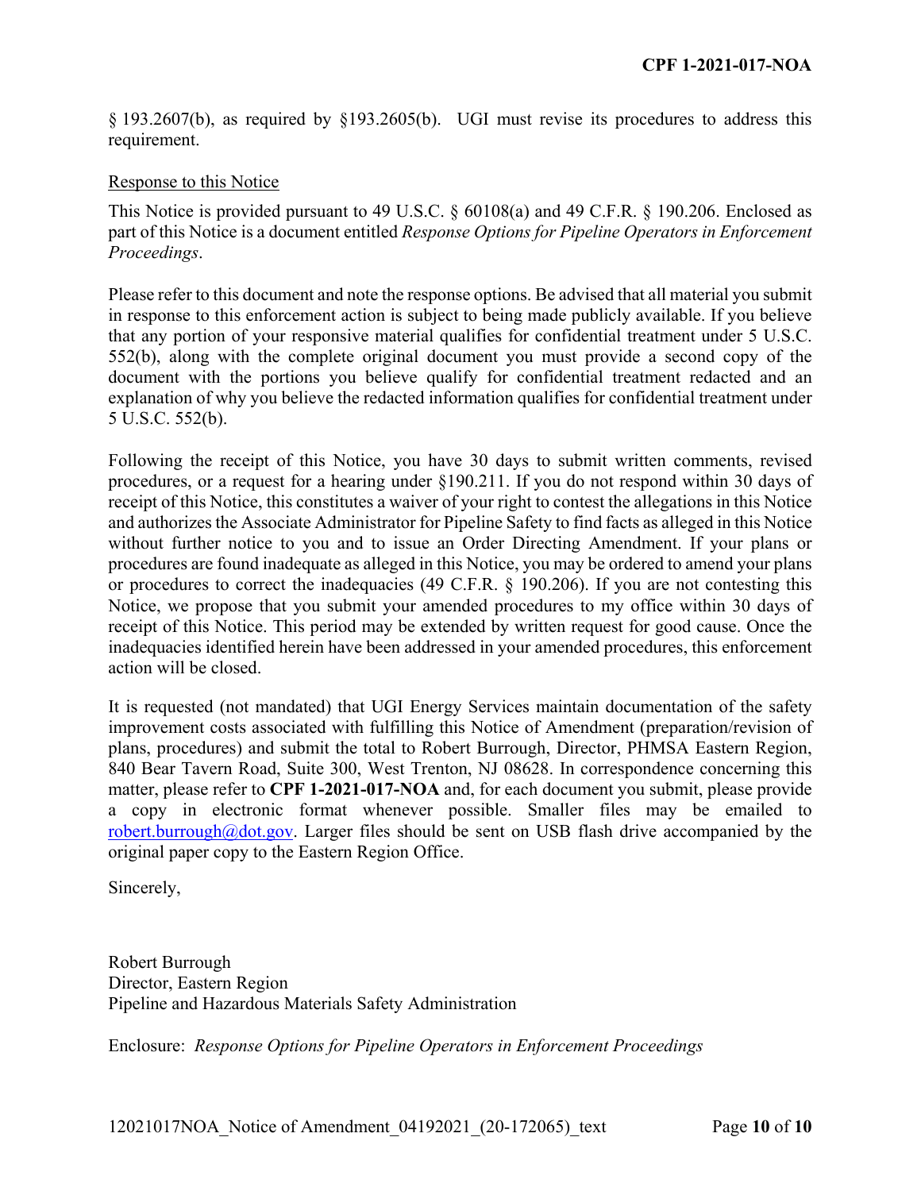§ 193.2607(b), as required by §193.2605(b). UGI must revise its procedures to address this requirement.

Response to this Notice

This Notice is provided pursuant to 49 U.S.C. § 60108(a) and 49 C.F.R. § 190.206. Enclosed as part of this Notice is a document entitled *Response Options for Pipeline Operators in Enforcement Proceedings*.

Please refer to this document and note the response options. Be advised that all material you submit in response to this enforcement action is subject to being made publicly available. If you believe that any portion of your responsive material qualifies for confidential treatment under 5 U.S.C. 552(b), along with the complete original document you must provide a second copy of the document with the portions you believe qualify for confidential treatment redacted and an explanation of why you believe the redacted information qualifies for confidential treatment under 5 U.S.C. 552(b).

Following the receipt of this Notice, you have 30 days to submit written comments, revised procedures, or a request for a hearing under §190.211. If you do not respond within 30 days of receipt of this Notice, this constitutes a waiver of your right to contest the allegations in this Notice and authorizes the Associate Administrator for Pipeline Safety to find facts as alleged in this Notice without further notice to you and to issue an Order Directing Amendment. If your plans or procedures are found inadequate as alleged in this Notice, you may be ordered to amend your plans or procedures to correct the inadequacies (49 C.F.R. § 190.206). If you are not contesting this Notice, we propose that you submit your amended procedures to my office within 30 days of receipt of this Notice. This period may be extended by written request for good cause. Once the inadequacies identified herein have been addressed in your amended procedures, this enforcement action will be closed.

It is requested (not mandated) that UGI Energy Services maintain documentation of the safety improvement costs associated with fulfilling this Notice of Amendment (preparation/revision of plans, procedures) and submit the total to Robert Burrough, Director, PHMSA Eastern Region, 840 Bear Tavern Road, Suite 300, West Trenton, NJ 08628. In correspondence concerning this matter, please refer to **CPF 1-2021-017-NOA** and, for each document you submit, please provide a copy in electronic format whenever possible. Smaller files may be emailed to robert.burrough@dot.gov. Larger files should be sent on USB flash drive accompanied by the original paper copy to the Eastern Region Office.

Sincerely,

Robert Burrough
Director, Eastern Region
Pipeline and Hazardous Materials Safety Administration

Enclosure: *Response Options for Pipeline Operators in Enforcement Proceedings*